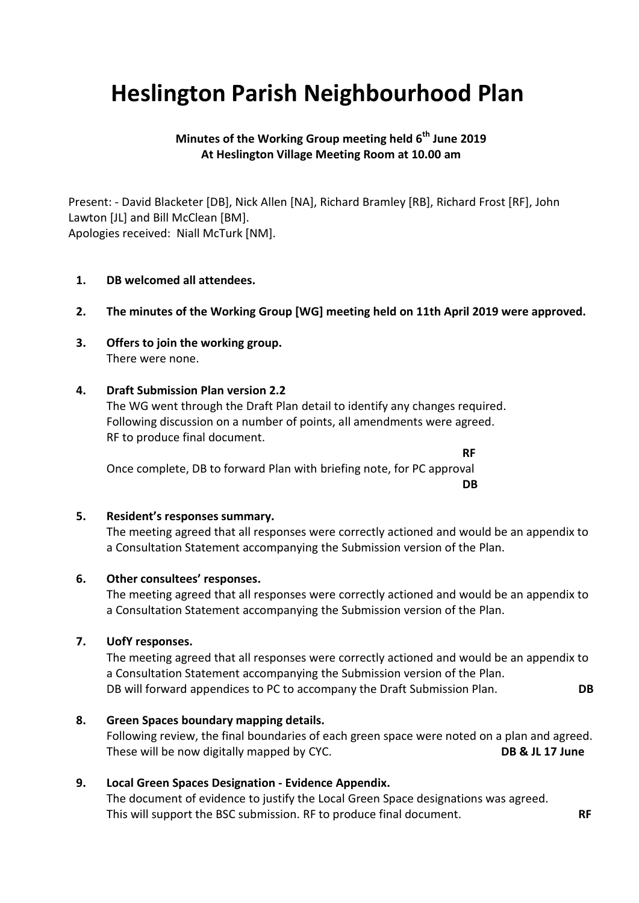# Heslington Parish Neighbourhood Plan

**Minutes of the Working Group meeting held 6th June 2019**
**At Heslington Village Meeting Room at 10.00 am**

Present: - David Blacketer [DB], Nick Allen [NA], Richard Bramley [RB], Richard Frost [RF], John Lawton [JL] and Bill McClean [BM].
Apologies received: Niall McTurk [NM].

1. **DB welcomed all attendees.**

2. **The minutes of the Working Group [WG] meeting held on 11th April 2019 were approved.**

3. **Offers to join the working group.**
   There were none.

4. **Draft Submission Plan version 2.2**
   The WG went through the Draft Plan detail to identify any changes required.
   Following discussion on a number of points, all amendments were agreed.
   RF to produce final document. **RF**
   Once complete, DB to forward Plan with briefing note, for PC approval **DB**

5. **Resident's responses summary.**
   The meeting agreed that all responses were correctly actioned and would be an appendix to a Consultation Statement accompanying the Submission version of the Plan.

6. **Other consultees' responses.**
   The meeting agreed that all responses were correctly actioned and would be an appendix to a Consultation Statement accompanying the Submission version of the Plan.

7. **UofY responses.**
   The meeting agreed that all responses were correctly actioned and would be an appendix to a Consultation Statement accompanying the Submission version of the Plan.
   DB will forward appendices to PC to accompany the Draft Submission Plan. **DB**

8. **Green Spaces boundary mapping details.**
   Following review, the final boundaries of each green space were noted on a plan and agreed.
   These will be now digitally mapped by CYC. **DB & JL 17 June**

9. **Local Green Spaces Designation - Evidence Appendix.**
   The document of evidence to justify the Local Green Space designations was agreed.
   This will support the BSC submission. RF to produce final document. **RF**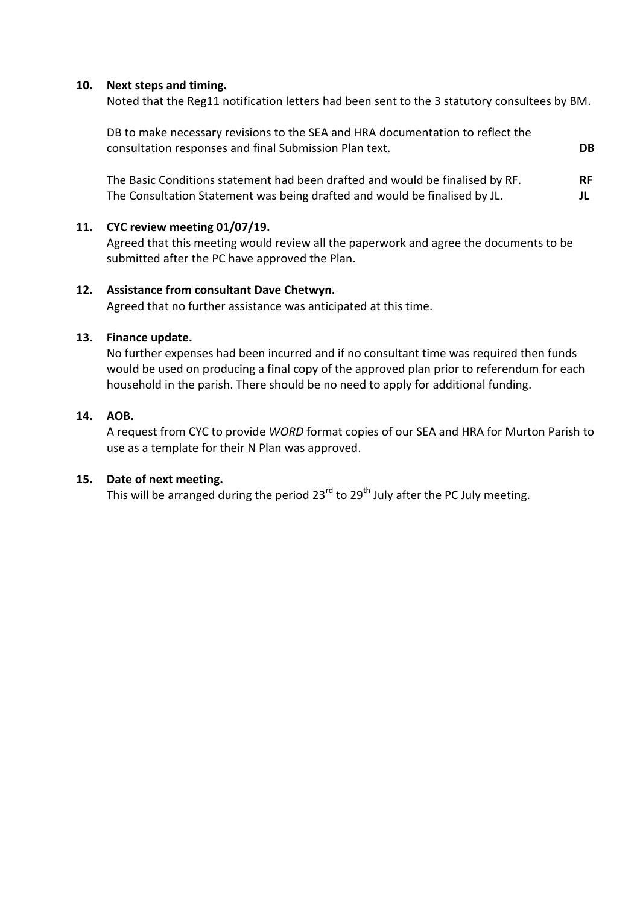**10. Next steps and timing.**

Noted that the Reg11 notification letters had been sent to the 3 statutory consultees by BM.

DB to make necessary revisions to the SEA and HRA documentation to reflect the consultation responses and final Submission Plan text. **DB**

The Basic Conditions statement had been drafted and would be finalised by RF. **RF**

The Consultation Statement was being drafted and would be finalised by JL. **JL**

**11. CYC review meeting 01/07/19.**

Agreed that this meeting would review all the paperwork and agree the documents to be submitted after the PC have approved the Plan.

**12. Assistance from consultant Dave Chetwyn.**

Agreed that no further assistance was anticipated at this time.

**13. Finance update.**

No further expenses had been incurred and if no consultant time was required then funds would be used on producing a final copy of the approved plan prior to referendum for each household in the parish. There should be no need to apply for additional funding.

**14. AOB.**

A request from CYC to provide *WORD* format copies of our SEA and HRA for Murton Parish to use as a template for their N Plan was approved.

**15. Date of next meeting.**

This will be arranged during the period 23rd to 29th July after the PC July meeting.